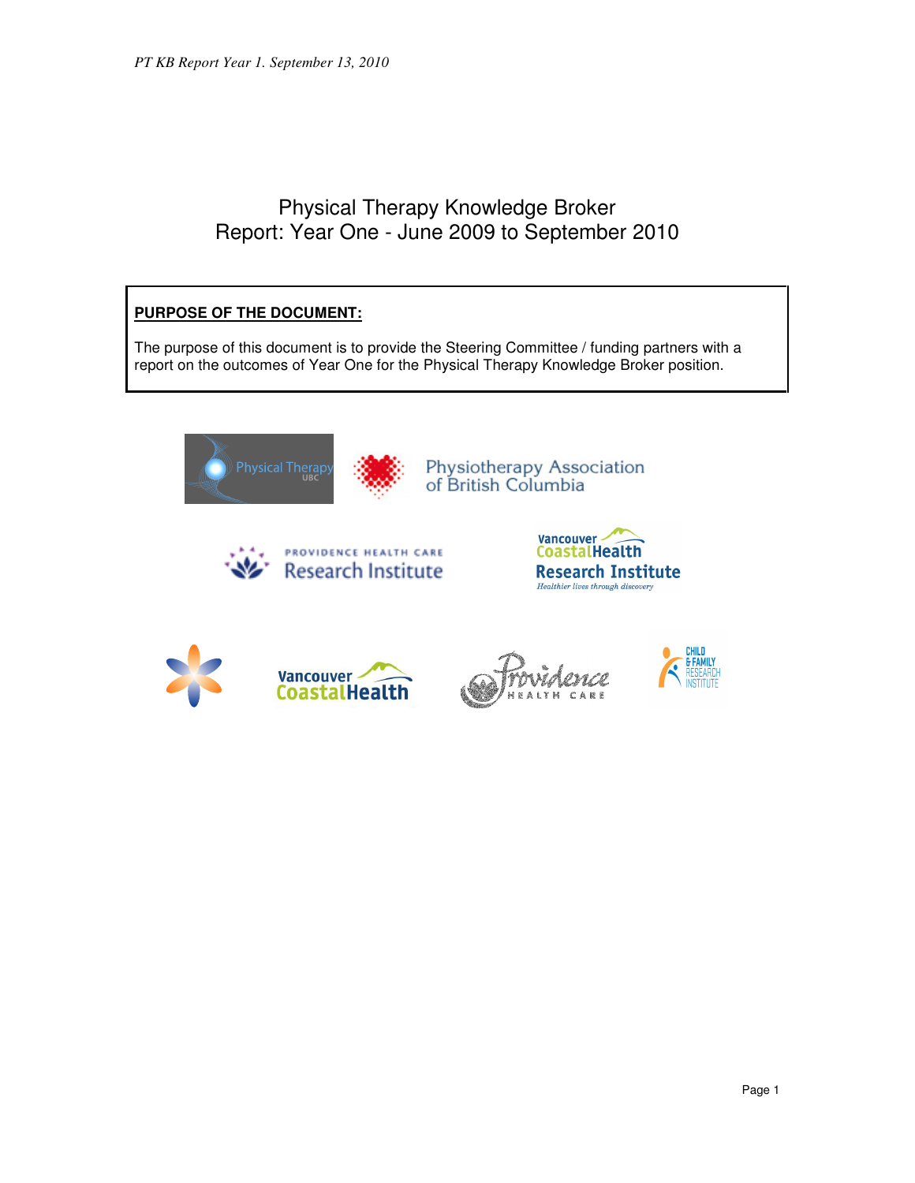# Physical Therapy Knowledge Broker
# Report: Year One - June 2009 to September 2010

**PURPOSE OF THE DOCUMENT:**

The purpose of this document is to provide the Steering Committee / funding partners with a report on the outcomes of Year One for the Physical Therapy Knowledge Broker position.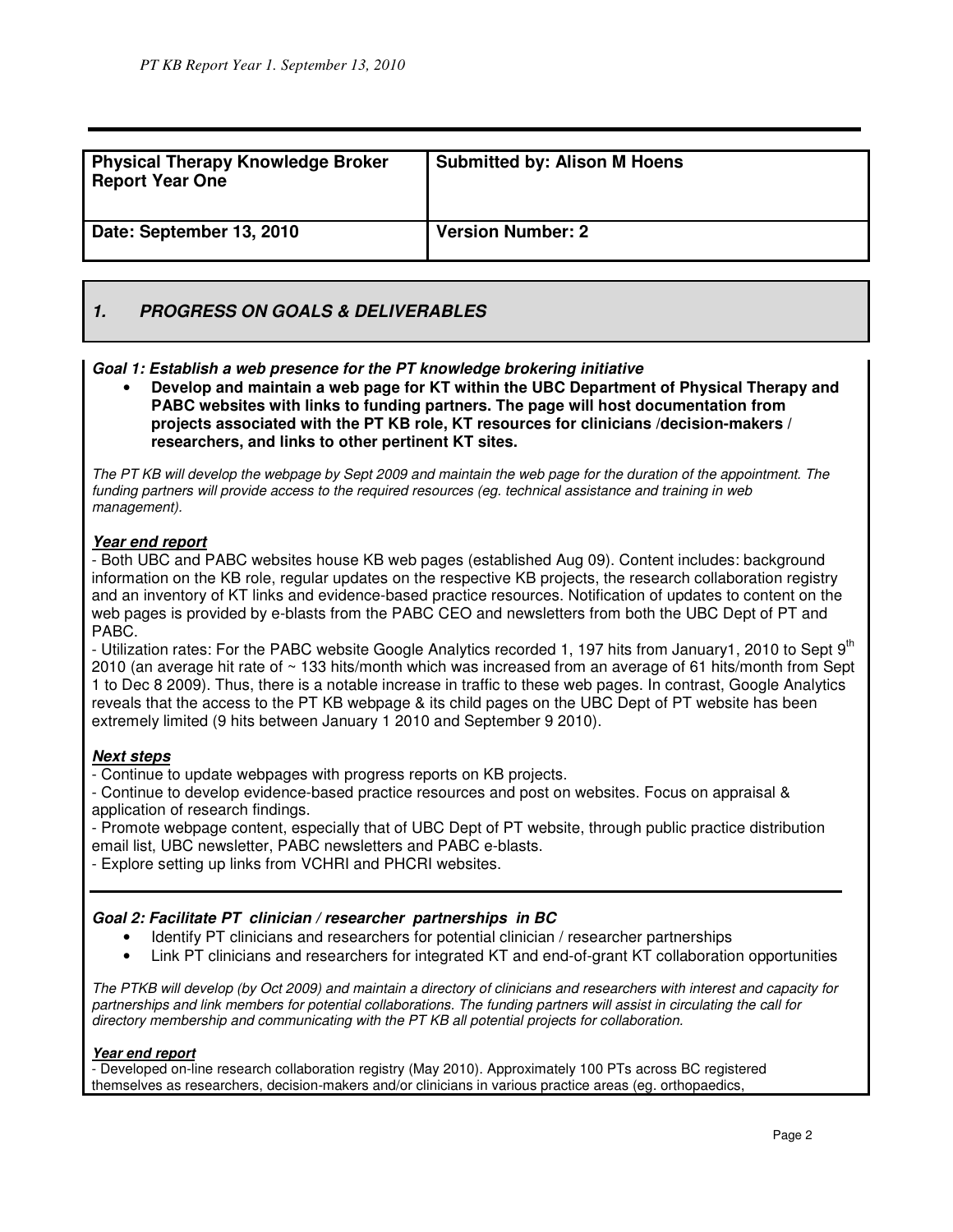| Physical Therapy Knowledge Broker Report Year One | Submitted by: Alison M Hoens |
|---|---|
| Date: September 13, 2010 | Version Number: 2 |

## 1. PROGRESS ON GOALS & DELIVERABLES

***Goal 1: Establish a web presence for the PT knowledge brokering initiative***

- **Develop and maintain a web page for KT within the UBC Department of Physical Therapy and PABC websites with links to funding partners. The page will host documentation from projects associated with the PT KB role, KT resources for clinicians /decision-makers / researchers, and links to other pertinent KT sites.**

*The PT KB will develop the webpage by Sept 2009 and maintain the web page for the duration of the appointment. The funding partners will provide access to the required resources (eg. technical assistance and training in web management).*

***Year end report***

- Both UBC and PABC websites house KB web pages (established Aug 09). Content includes: background information on the KB role, regular updates on the respective KB projects, the research collaboration registry and an inventory of KT links and evidence-based practice resources. Notification of updates to content on the web pages is provided by e-blasts from the PABC CEO and newsletters from both the UBC Dept of PT and PABC.

- Utilization rates: For the PABC website Google Analytics recorded 1, 197 hits from January1, 2010 to Sept 9th 2010 (an average hit rate of ~ 133 hits/month which was increased from an average of 61 hits/month from Sept 1 to Dec 8 2009). Thus, there is a notable increase in traffic to these web pages. In contrast, Google Analytics reveals that the access to the PT KB webpage & its child pages on the UBC Dept of PT website has been extremely limited (9 hits between January 1 2010 and September 9 2010).

***Next steps***

- Continue to update webpages with progress reports on KB projects.
- Continue to develop evidence-based practice resources and post on websites. Focus on appraisal & application of research findings.
- Promote webpage content, especially that of UBC Dept of PT website, through public practice distribution email list, UBC newsletter, PABC newsletters and PABC e-blasts.
- Explore setting up links from VCHRI and PHCRI websites.

***Goal 2: Facilitate PT clinician / researcher partnerships in BC***

- Identify PT clinicians and researchers for potential clinician / researcher partnerships
- Link PT clinicians and researchers for integrated KT and end-of-grant KT collaboration opportunities

*The PTKB will develop (by Oct 2009) and maintain a directory of clinicians and researchers with interest and capacity for partnerships and link members for potential collaborations. The funding partners will assist in circulating the call for directory membership and communicating with the PT KB all potential projects for collaboration.*

***Year end report***

- Developed on-line research collaboration registry (May 2010). Approximately 100 PTs across BC registered themselves as researchers, decision-makers and/or clinicians in various practice areas (eg. orthopaedics,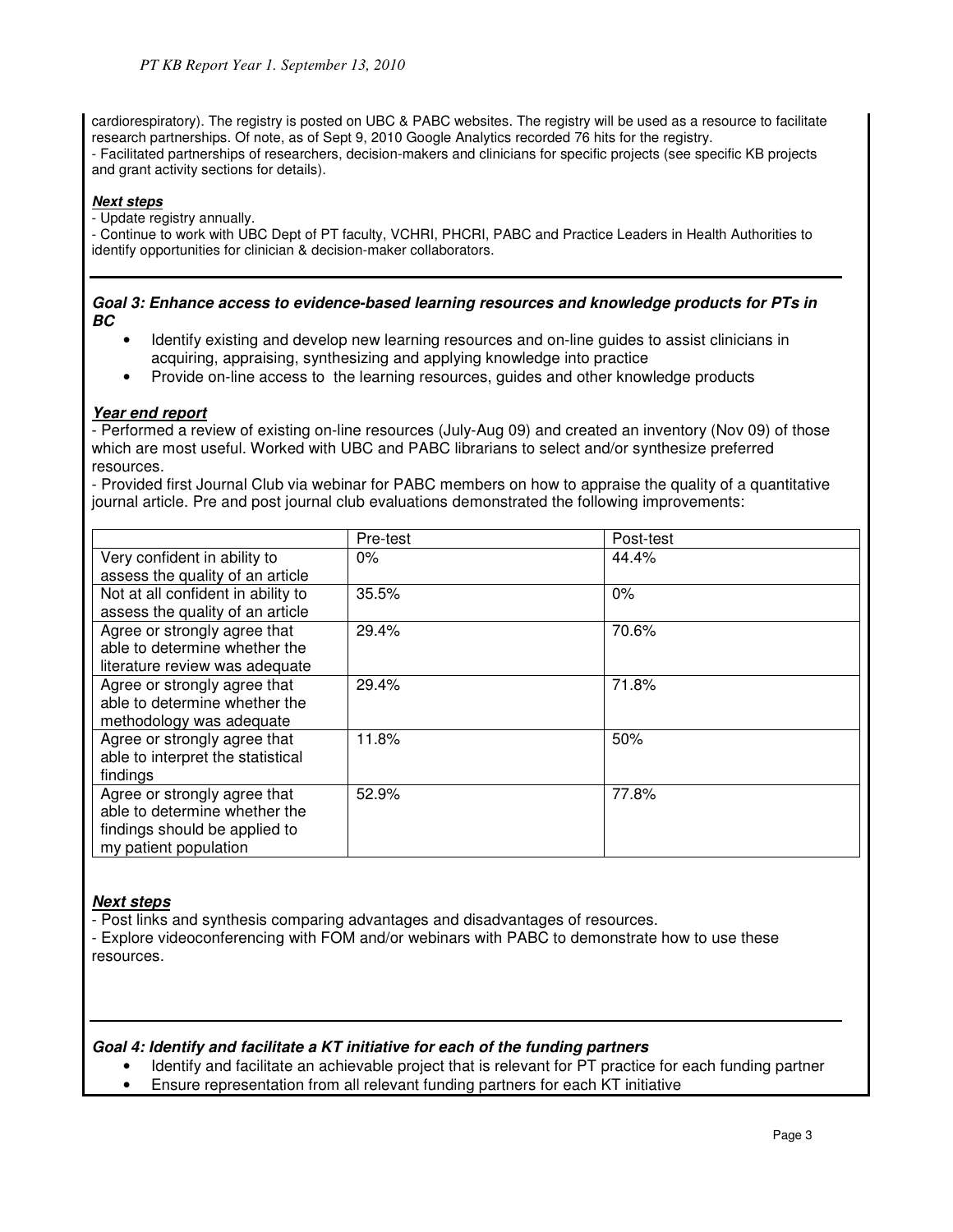cardiorespiratory). The registry is posted on UBC & PABC websites. The registry will be used as a resource to facilitate research partnerships. Of note, as of Sept 9, 2010 Google Analytics recorded 76 hits for the registry.
- Facilitated partnerships of researchers, decision-makers and clinicians for specific projects (see specific KB projects and grant activity sections for details).

***Next steps***
- Update registry annually.
- Continue to work with UBC Dept of PT faculty, VCHRI, PHCRI, PABC and Practice Leaders in Health Authorities to identify opportunities for clinician & decision-maker collaborators.

***Goal 3: Enhance access to evidence-based learning resources and knowledge products for PTs in BC***

- Identify existing and develop new learning resources and on-line guides to assist clinicians in acquiring, appraising, synthesizing and applying knowledge into practice
- Provide on-line access to the learning resources, guides and other knowledge products

***Year end report***
- Performed a review of existing on-line resources (July-Aug 09) and created an inventory (Nov 09) of those which are most useful. Worked with UBC and PABC librarians to select and/or synthesize preferred resources.
- Provided first Journal Club via webinar for PABC members on how to appraise the quality of a quantitative journal article. Pre and post journal club evaluations demonstrated the following improvements:

| | Pre-test | Post-test |
|---|---|---|
| Very confident in ability to assess the quality of an article | 0% | 44.4% |
| Not at all confident in ability to assess the quality of an article | 35.5% | 0% |
| Agree or strongly agree that able to determine whether the literature review was adequate | 29.4% | 70.6% |
| Agree or strongly agree that able to determine whether the methodology was adequate | 29.4% | 71.8% |
| Agree or strongly agree that able to interpret the statistical findings | 11.8% | 50% |
| Agree or strongly agree that able to determine whether the findings should be applied to my patient population | 52.9% | 77.8% |

***Next steps***
- Post links and synthesis comparing advantages and disadvantages of resources.
- Explore videoconferencing with FOM and/or webinars with PABC to demonstrate how to use these resources.

***Goal 4: Identify and facilitate a KT initiative for each of the funding partners***

- Identify and facilitate an achievable project that is relevant for PT practice for each funding partner
- Ensure representation from all relevant funding partners for each KT initiative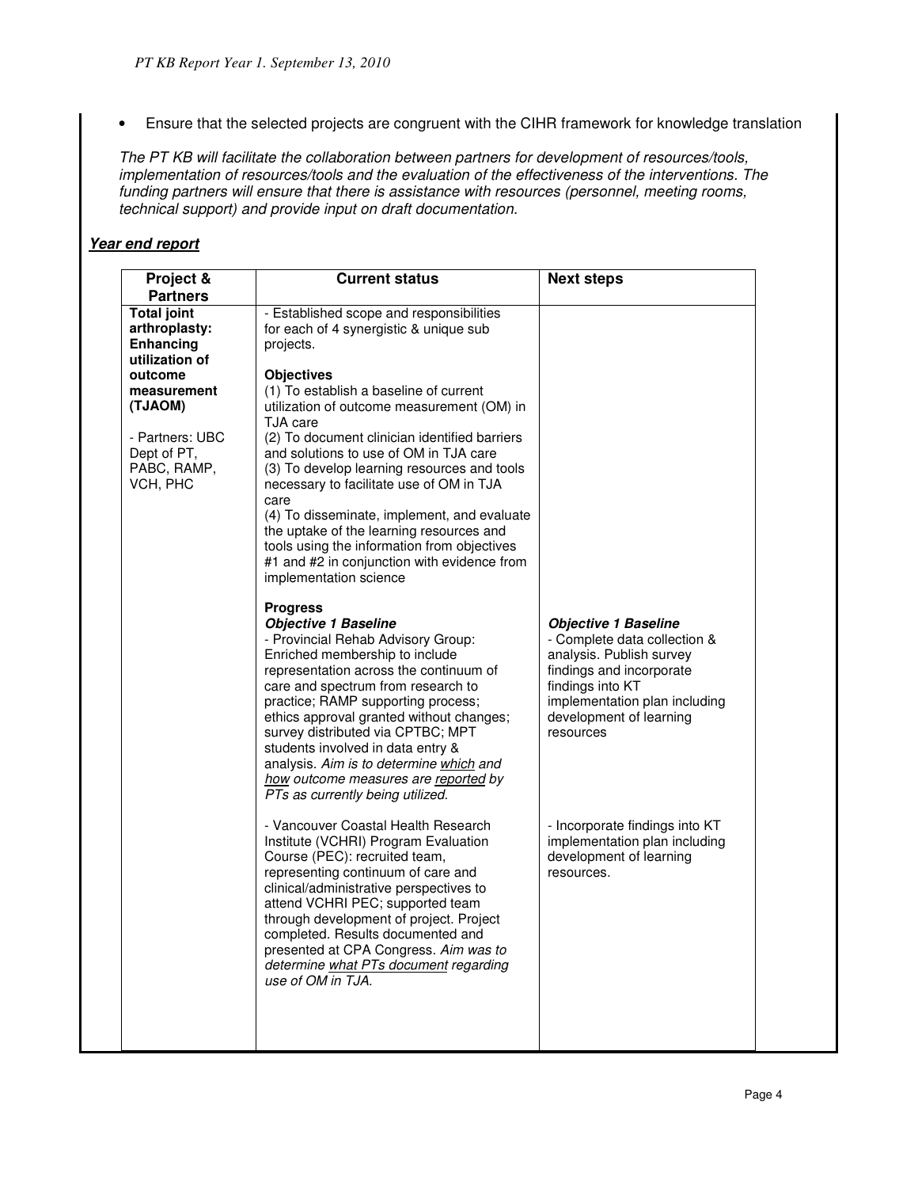- Ensure that the selected projects are congruent with the CIHR framework for knowledge translation

*The PT KB will facilitate the collaboration between partners for development of resources/tools, implementation of resources/tools and the evaluation of the effectiveness of the interventions. The funding partners will ensure that there is assistance with resources (personnel, meeting rooms, technical support) and provide input on draft documentation.*

***Year end report***

| Project & Partners | Current status | Next steps |
|---|---|---|
| **Total joint arthroplasty: Enhancing utilization of outcome measurement (TJAOM)**<br><br>- Partners: UBC Dept of PT, PABC, RAMP, VCH, PHC | - Established scope and responsibilities for each of 4 synergistic & unique sub projects.<br><br>**Objectives**<br>(1) To establish a baseline of current utilization of outcome measurement (OM) in TJA care<br>(2) To document clinician identified barriers and solutions to use of OM in TJA care<br>(3) To develop learning resources and tools necessary to facilitate use of OM in TJA care<br>(4) To disseminate, implement, and evaluate the uptake of the learning resources and tools using the information from objectives #1 and #2 in conjunction with evidence from implementation science | |
| | **Progress**<br>***Objective 1 Baseline***<br>- Provincial Rehab Advisory Group: Enriched membership to include representation across the continuum of care and spectrum from research to practice; RAMP supporting process; ethics approval granted without changes; survey distributed via CPTBC; MPT students involved in data entry & analysis. *Aim is to determine which and how outcome measures are reported by PTs as currently being utilized.* | ***Objective 1 Baseline***<br>- Complete data collection & analysis. Publish survey findings and incorporate findings into KT implementation plan including development of learning resources |
| | - Vancouver Coastal Health Research Institute (VCHRI) Program Evaluation Course (PEC): recruited team, representing continuum of care and clinical/administrative perspectives to attend VCHRI PEC; supported team through development of project. Project completed. Results documented and presented at CPA Congress. *Aim was to determine what PTs document regarding use of OM in TJA.* | - Incorporate findings into KT implementation plan including development of learning resources. |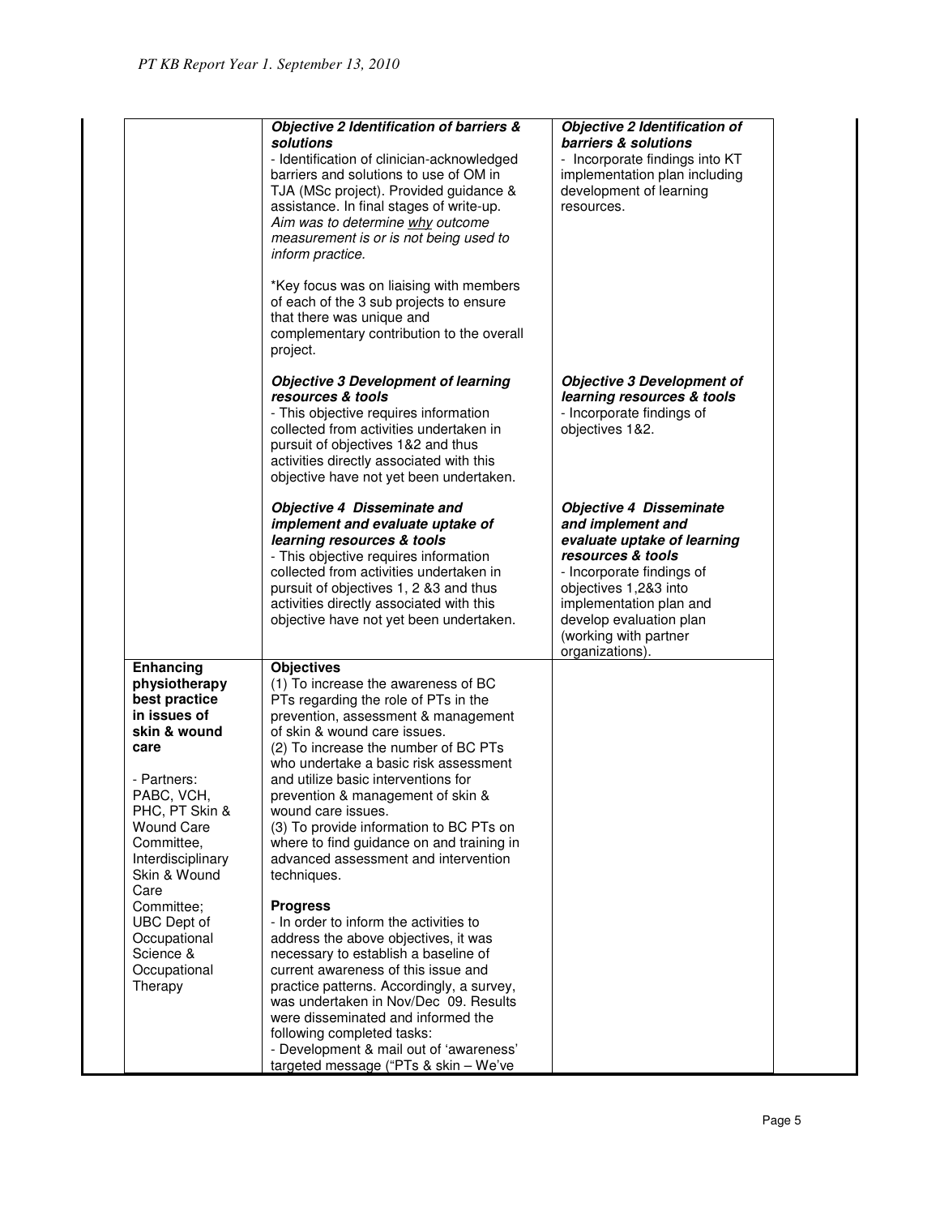| | | |
|---|---|---|
| | ***Objective 2 Identification of barriers & solutions***<br>- Identification of clinician-acknowledged barriers and solutions to use of OM in TJA (MSc project). Provided guidance & assistance. In final stages of write-up. *Aim was to determine why outcome measurement is or is not being used to inform practice.*<br><br>*Key focus was on liaising with members of each of the 3 sub projects to ensure that there was unique and complementary contribution to the overall project.<br><br>***Objective 3 Development of learning resources & tools***<br>- This objective requires information collected from activities undertaken in pursuit of objectives 1&2 and thus activities directly associated with this objective have not yet been undertaken.<br><br>***Objective 4 Disseminate and implement and evaluate uptake of learning resources & tools***<br>- This objective requires information collected from activities undertaken in pursuit of objectives 1, 2 &3 and thus activities directly associated with this objective have not yet been undertaken. | ***Objective 2 Identification of barriers & solutions***<br>- Incorporate findings into KT implementation plan including development of learning resources.<br><br>***Objective 3 Development of learning resources & tools***<br>- Incorporate findings of objectives 1&2.<br><br>***Objective 4 Disseminate and implement and evaluate uptake of learning resources & tools***<br>- Incorporate findings of objectives 1,2&3 into implementation plan and develop evaluation plan (working with partner organizations). |
| **Enhancing physiotherapy best practice in issues of skin & wound care**<br><br>- Partners: PABC, VCH, PHC, PT Skin & Wound Care Committee, Interdisciplinary Skin & Wound Care Committee; UBC Dept of Occupational Science & Occupational Therapy | **Objectives**<br>(1) To increase the awareness of BC PTs regarding the role of PTs in the prevention, assessment & management of skin & wound care issues.<br>(2) To increase the number of BC PTs who undertake a basic risk assessment and utilize basic interventions for prevention & management of skin & wound care issues.<br>(3) To provide information to BC PTs on where to find guidance on and training in advanced assessment and intervention techniques.<br><br>**Progress**<br>- In order to inform the activities to address the above objectives, it was necessary to establish a baseline of current awareness of this issue and practice patterns. Accordingly, a survey, was undertaken in Nov/Dec 09. Results were disseminated and informed the following completed tasks:<br>- Development & mail out of 'awareness' targeted message ("PTs & skin – We've | |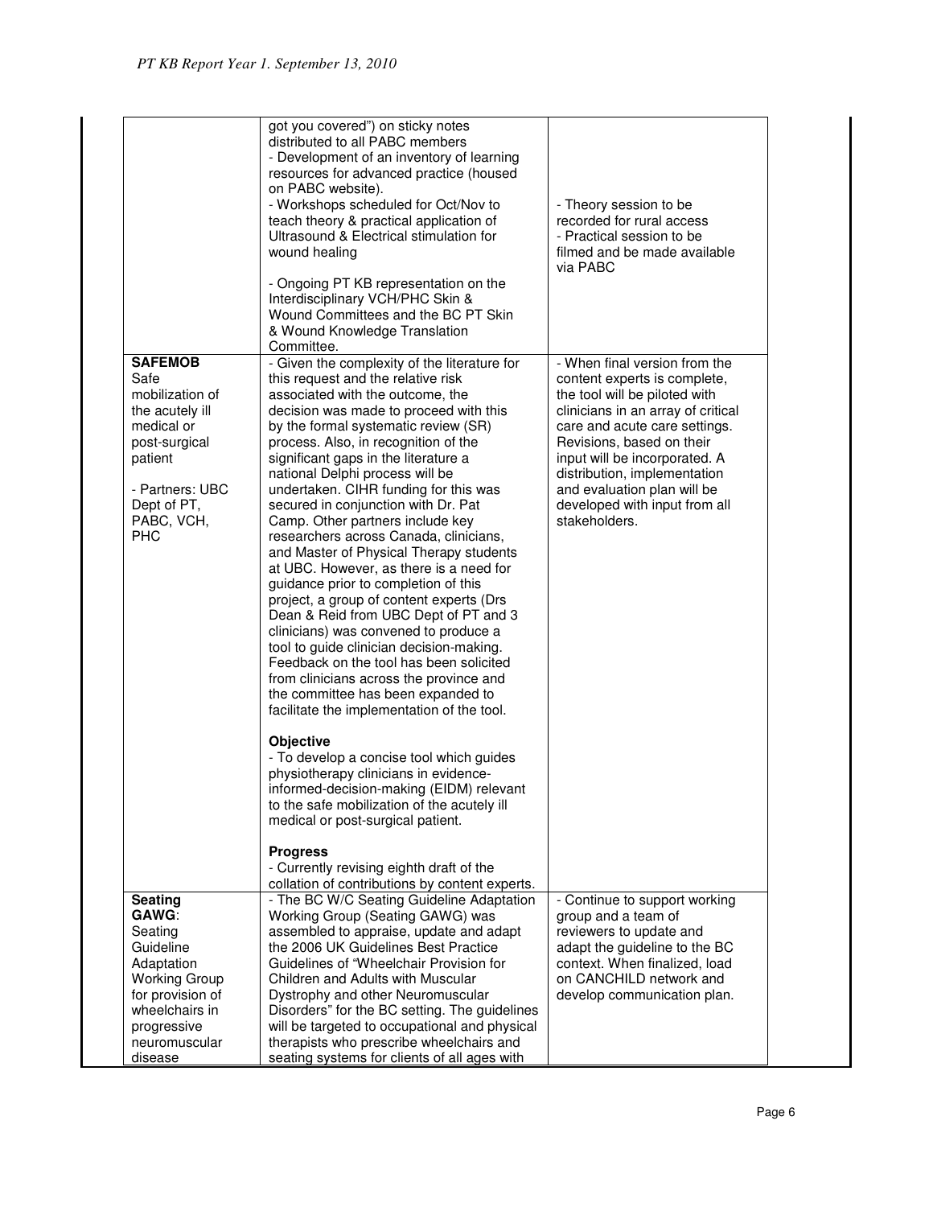| | | |
|---|---|---|
| | got you covered") on sticky notes distributed to all PABC members<br>- Development of an inventory of learning resources for advanced practice (housed on PABC website).<br>- Workshops scheduled for Oct/Nov to teach theory & practical application of Ultrasound & Electrical stimulation for wound healing<br><br>- Ongoing PT KB representation on the Interdisciplinary VCH/PHC Skin & Wound Committees and the BC PT Skin & Wound Knowledge Translation Committee. | - Theory session to be recorded for rural access<br>- Practical session to be filmed and be made available via PABC |
| **SAFEMOB**<br>Safe mobilization of the acutely ill medical or post-surgical patient<br><br>- Partners: UBC Dept of PT, PABC, VCH, PHC | - Given the complexity of the literature for this request and the relative risk associated with the outcome, the decision was made to proceed with this by the formal systematic review (SR) process. Also, in recognition of the significant gaps in the literature a national Delphi process will be undertaken. CIHR funding for this was secured in conjunction with Dr. Pat Camp. Other partners include key researchers across Canada, clinicians, and Master of Physical Therapy students at UBC. However, as there is a need for guidance prior to completion of this project, a group of content experts (Drs Dean & Reid from UBC Dept of PT and 3 clinicians) was convened to produce a tool to guide clinician decision-making. Feedback on the tool has been solicited from clinicians across the province and the committee has been expanded to facilitate the implementation of the tool.<br><br>**Objective**<br>- To develop a concise tool which guides physiotherapy clinicians in evidence-informed-decision-making (EIDM) relevant to the safe mobilization of the acutely ill medical or post-surgical patient.<br><br>**Progress**<br>- Currently revising eighth draft of the collation of contributions by content experts. | - When final version from the content experts is complete, the tool will be piloted with clinicians in an array of critical care and acute care settings. Revisions, based on their input will be incorporated. A distribution, implementation and evaluation plan will be developed with input from all stakeholders. |
| **Seating GAWG**:<br>Seating Guideline Adaptation Working Group for provision of wheelchairs in progressive neuromuscular disease | - The BC W/C Seating Guideline Adaptation Working Group (Seating GAWG) was assembled to appraise, update and adapt the 2006 UK Guidelines Best Practice Guidelines of "Wheelchair Provision for Children and Adults with Muscular Dystrophy and other Neuromuscular Disorders" for the BC setting. The guidelines will be targeted to occupational and physical therapists who prescribe wheelchairs and seating systems for clients of all ages with | - Continue to support working group and a team of reviewers to update and adapt the guideline to the BC context. When finalized, load on CANCHILD network and develop communication plan. |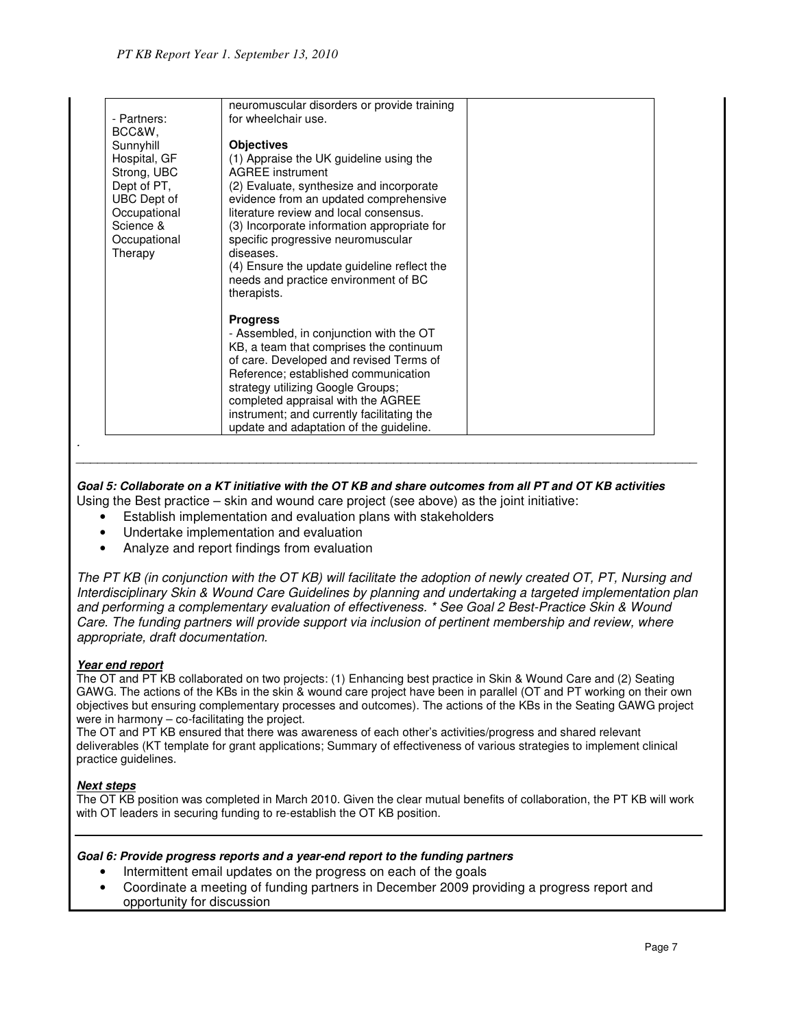| - Partners: BCC&W, Sunnyhill Hospital, GF Strong, UBC Dept of PT, UBC Dept of Occupational Science & Occupational Therapy | neuromuscular disorders or provide training for wheelchair use.<br><br>**Objectives**<br>(1) Appraise the UK guideline using the AGREE instrument<br>(2) Evaluate, synthesize and incorporate evidence from an updated comprehensive literature review and local consensus.<br>(3) Incorporate information appropriate for specific progressive neuromuscular diseases.<br>(4) Ensure the update guideline reflect the needs and practice environment of BC therapists.<br><br>**Progress**<br>- Assembled, in conjunction with the OT KB, a team that comprises the continuum of care. Developed and revised Terms of Reference; established communication strategy utilizing Google Groups; completed appraisal with the AGREE instrument; and currently facilitating the update and adaptation of the guideline. | |
|---|---|---|

.

---

***Goal 5: Collaborate on a KT initiative with the OT KB and share outcomes from all PT and OT KB activities***

Using the Best practice – skin and wound care project (see above) as the joint initiative:

- Establish implementation and evaluation plans with stakeholders
- Undertake implementation and evaluation
- Analyze and report findings from evaluation

*The PT KB (in conjunction with the OT KB) will facilitate the adoption of newly created OT, PT, Nursing and Interdisciplinary Skin & Wound Care Guidelines by planning and undertaking a targeted implementation plan and performing a complementary evaluation of effectiveness. * See Goal 2 Best-Practice Skin & Wound Care. The funding partners will provide support via inclusion of pertinent membership and review, where appropriate, draft documentation.*

***Year end report***

The OT and PT KB collaborated on two projects: (1) Enhancing best practice in Skin & Wound Care and (2) Seating GAWG. The actions of the KBs in the skin & wound care project have been in parallel (OT and PT working on their own objectives but ensuring complementary processes and outcomes). The actions of the KBs in the Seating GAWG project were in harmony – co-facilitating the project.

The OT and PT KB ensured that there was awareness of each other's activities/progress and shared relevant deliverables (KT template for grant applications; Summary of effectiveness of various strategies to implement clinical practice guidelines.

***Next steps***

The OT KB position was completed in March 2010. Given the clear mutual benefits of collaboration, the PT KB will work with OT leaders in securing funding to re-establish the OT KB position.

---

***Goal 6: Provide progress reports and a year-end report to the funding partners***

- Intermittent email updates on the progress on each of the goals
- Coordinate a meeting of funding partners in December 2009 providing a progress report and opportunity for discussion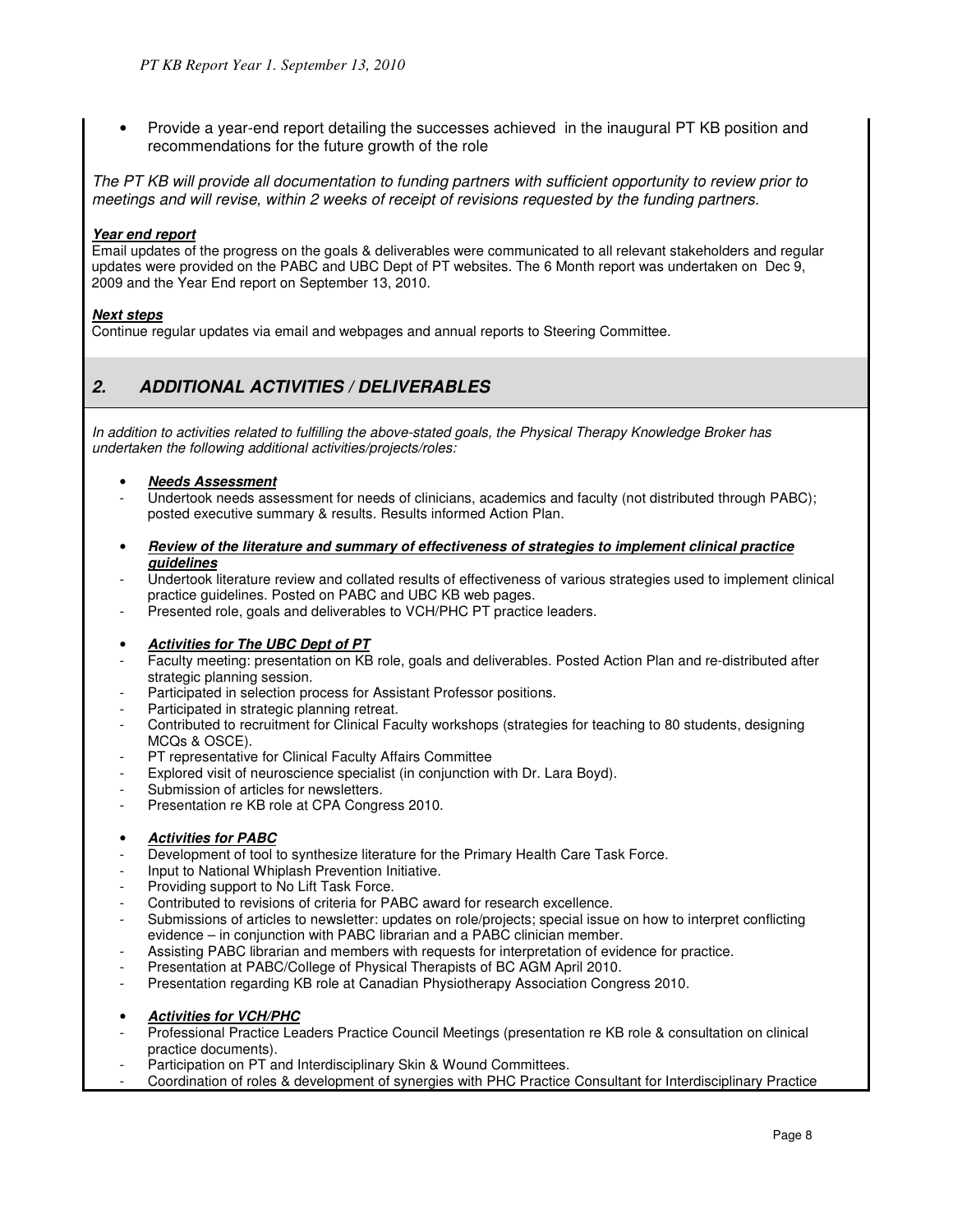- Provide a year-end report detailing the successes achieved in the inaugural PT KB position and recommendations for the future growth of the role

*The PT KB will provide all documentation to funding partners with sufficient opportunity to review prior to meetings and will revise, within 2 weeks of receipt of revisions requested by the funding partners.*

***Year end report***

Email updates of the progress on the goals & deliverables were communicated to all relevant stakeholders and regular updates were provided on the PABC and UBC Dept of PT websites. The 6 Month report was undertaken on Dec 9, 2009 and the Year End report on September 13, 2010.

***Next steps***

Continue regular updates via email and webpages and annual reports to Steering Committee.

## *2. ADDITIONAL ACTIVITIES / DELIVERABLES*

*In addition to activities related to fulfilling the above-stated goals, the Physical Therapy Knowledge Broker has undertaken the following additional activities/projects/roles:*

- ***Needs Assessment***
  - Undertook needs assessment for needs of clinicians, academics and faculty (not distributed through PABC); posted executive summary & results. Results informed Action Plan.

- ***Review of the literature and summary of effectiveness of strategies to implement clinical practice guidelines***
  - Undertook literature review and collated results of effectiveness of various strategies used to implement clinical practice guidelines. Posted on PABC and UBC KB web pages.
  - Presented role, goals and deliverables to VCH/PHC PT practice leaders.

- ***Activities for The UBC Dept of PT***
  - Faculty meeting: presentation on KB role, goals and deliverables. Posted Action Plan and re-distributed after strategic planning session.
  - Participated in selection process for Assistant Professor positions.
  - Participated in strategic planning retreat.
  - Contributed to recruitment for Clinical Faculty workshops (strategies for teaching to 80 students, designing MCQs & OSCE).
  - PT representative for Clinical Faculty Affairs Committee
  - Explored visit of neuroscience specialist (in conjunction with Dr. Lara Boyd).
  - Submission of articles for newsletters.
  - Presentation re KB role at CPA Congress 2010.

- ***Activities for PABC***
  - Development of tool to synthesize literature for the Primary Health Care Task Force.
  - Input to National Whiplash Prevention Initiative.
  - Providing support to No Lift Task Force.
  - Contributed to revisions of criteria for PABC award for research excellence.
  - Submissions of articles to newsletter: updates on role/projects; special issue on how to interpret conflicting evidence – in conjunction with PABC librarian and a PABC clinician member.
  - Assisting PABC librarian and members with requests for interpretation of evidence for practice.
  - Presentation at PABC/College of Physical Therapists of BC AGM April 2010.
  - Presentation regarding KB role at Canadian Physiotherapy Association Congress 2010.

- ***Activities for VCH/PHC***
  - Professional Practice Leaders Practice Council Meetings (presentation re KB role & consultation on clinical practice documents).
  - Participation on PT and Interdisciplinary Skin & Wound Committees.
  - Coordination of roles & development of synergies with PHC Practice Consultant for Interdisciplinary Practice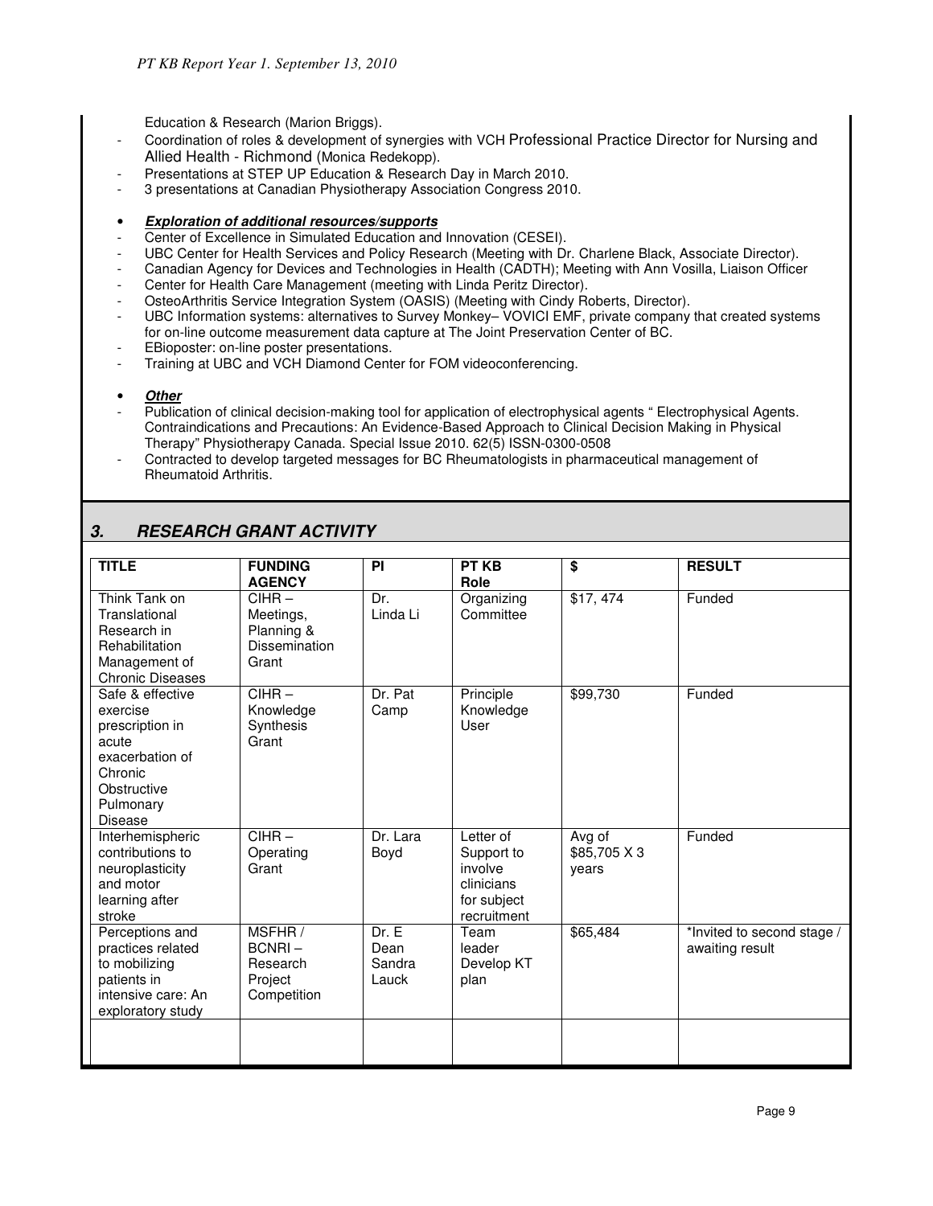Education & Research (Marion Briggs).

- Coordination of roles & development of synergies with VCH Professional Practice Director for Nursing and Allied Health - Richmond (Monica Redekopp).
- Presentations at STEP UP Education & Research Day in March 2010.
- 3 presentations at Canadian Physiotherapy Association Congress 2010.

- ***Exploration of additional resources/supports***

- Center of Excellence in Simulated Education and Innovation (CESEI).
- UBC Center for Health Services and Policy Research (Meeting with Dr. Charlene Black, Associate Director).
- Canadian Agency for Devices and Technologies in Health (CADTH); Meeting with Ann Vosilla, Liaison Officer
- Center for Health Care Management (meeting with Linda Peritz Director).
- OsteoArthritis Service Integration System (OASIS) (Meeting with Cindy Roberts, Director).
- UBC Information systems: alternatives to Survey Monkey– VOVICI EMF, private company that created systems for on-line outcome measurement data capture at The Joint Preservation Center of BC.
- EBioposter: on-line poster presentations.
- Training at UBC and VCH Diamond Center for FOM videoconferencing.

- ***Other***

- Publication of clinical decision-making tool for application of electrophysical agents " Electrophysical Agents. Contraindications and Precautions: An Evidence-Based Approach to Clinical Decision Making in Physical Therapy" Physiotherapy Canada. Special Issue 2010. 62(5) ISSN-0300-0508
- Contracted to develop targeted messages for BC Rheumatologists in pharmaceutical management of Rheumatoid Arthritis.

## *3. RESEARCH GRANT ACTIVITY*

| TITLE | FUNDING AGENCY | PI | PT KB Role | $ | RESULT |
|---|---|---|---|---|---|
| Think Tank on Translational Research in Rehabilitation Management of Chronic Diseases | CIHR – Meetings, Planning & Dissemination Grant | Dr. Linda Li | Organizing Committee | $17, 474 | Funded |
| Safe & effective exercise prescription in acute exacerbation of Chronic Obstructive Pulmonary Disease | CIHR – Knowledge Synthesis Grant | Dr. Pat Camp | Principle Knowledge User | $99,730 | Funded |
| Interhemispheric contributions to neuroplasticity and motor learning after stroke | CIHR – Operating Grant | Dr. Lara Boyd | Letter of Support to involve clinicians for subject recruitment | Avg of $85,705 X 3 years | Funded |
| Perceptions and practices related to mobilizing patients in intensive care: An exploratory study | MSFHR / BCNRI – Research Project Competition | Dr. E Dean Sandra Lauck | Team leader Develop KT plan | $65,484 | *Invited to second stage / awaiting result |
| | | | | | |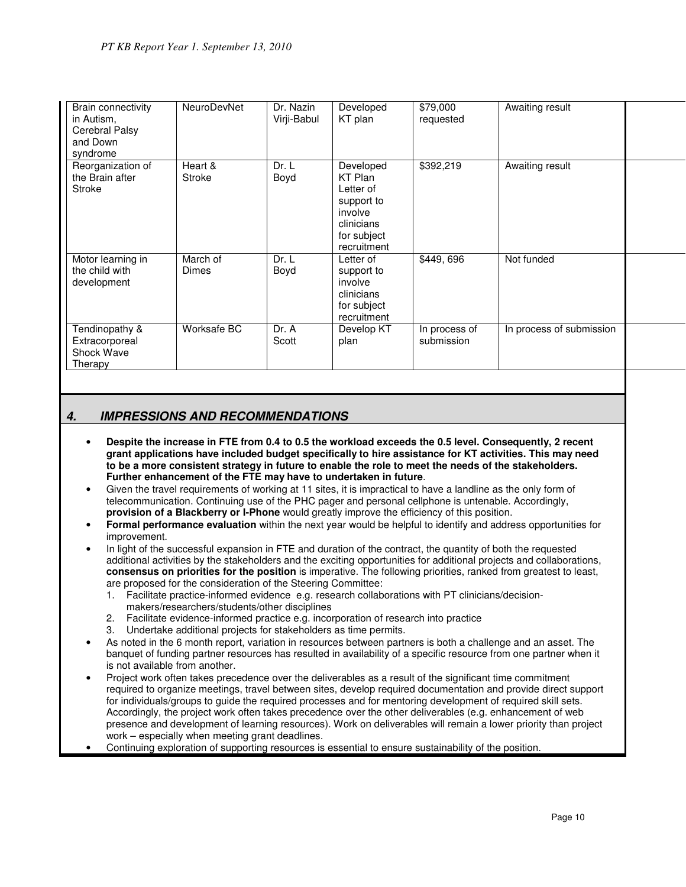| | | | | | | |
|---|---|---|---|---|---|---|
| Brain connectivity in Autism, Cerebral Palsy and Down syndrome | NeuroDevNet | Dr. Nazin Virji-Babul | Developed KT plan | $79,000 requested | Awaiting result | |
| Reorganization of the Brain after Stroke | Heart & Stroke | Dr. L Boyd | Developed KT Plan Letter of support to involve clinicians for subject recruitment | $392,219 | Awaiting result | |
| Motor learning in the child with development | March of Dimes | Dr. L Boyd | Letter of support to involve clinicians for subject recruitment | $449, 696 | Not funded | |
| Tendinopathy & Extracorporeal Shock Wave Therapy | Worksafe BC | Dr. A Scott | Develop KT plan | In process of submission | In process of submission | |

## *4. IMPRESSIONS AND RECOMMENDATIONS*

- **Despite the increase in FTE from 0.4 to 0.5 the workload exceeds the 0.5 level. Consequently, 2 recent grant applications have included budget specifically to hire assistance for KT activities. This may need to be a more consistent strategy in future to enable the role to meet the needs of the stakeholders. Further enhancement of the FTE may have to undertaken in future**.
- Given the travel requirements of working at 11 sites, it is impractical to have a landline as the only form of telecommunication. Continuing use of the PHC pager and personal cellphone is untenable. Accordingly, **provision of a Blackberry or I-Phone** would greatly improve the efficiency of this position.
- **Formal performance evaluation** within the next year would be helpful to identify and address opportunities for improvement.
- In light of the successful expansion in FTE and duration of the contract, the quantity of both the requested additional activities by the stakeholders and the exciting opportunities for additional projects and collaborations, **consensus on priorities for the position** is imperative. The following priorities, ranked from greatest to least, are proposed for the consideration of the Steering Committee:
  1. Facilitate practice-informed evidence e.g. research collaborations with PT clinicians/decision-makers/researchers/students/other disciplines
  2. Facilitate evidence-informed practice e.g. incorporation of research into practice
  3. Undertake additional projects for stakeholders as time permits.
- As noted in the 6 month report, variation in resources between partners is both a challenge and an asset. The banquet of funding partner resources has resulted in availability of a specific resource from one partner when it is not available from another.
- Project work often takes precedence over the deliverables as a result of the significant time commitment required to organize meetings, travel between sites, develop required documentation and provide direct support for individuals/groups to guide the required processes and for mentoring development of required skill sets. Accordingly, the project work often takes precedence over the other deliverables (e.g. enhancement of web presence and development of learning resources). Work on deliverables will remain a lower priority than project work – especially when meeting grant deadlines.
- Continuing exploration of supporting resources is essential to ensure sustainability of the position.